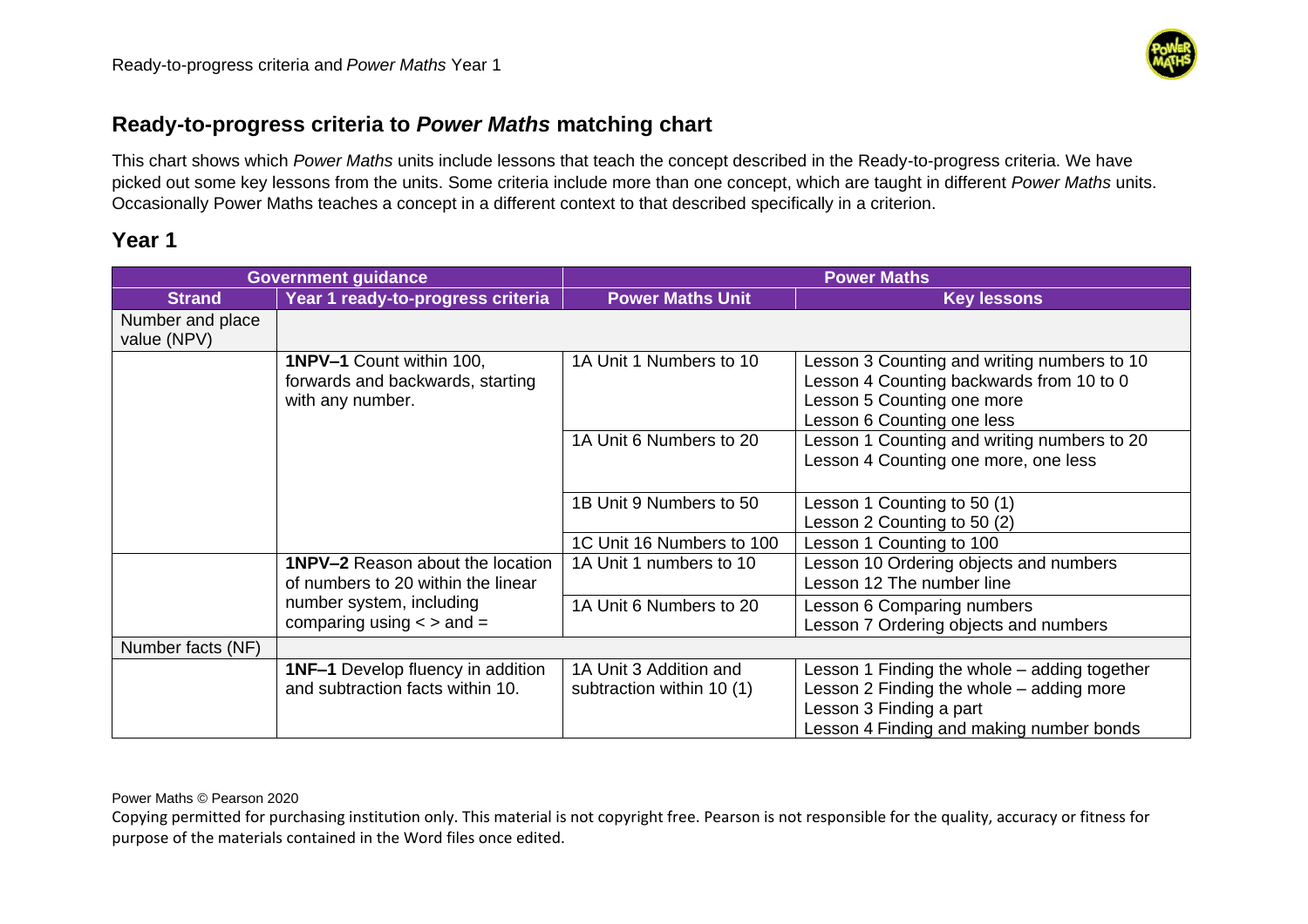## Ready-to-progress criteria to *Power Maths* matching chart

This chart shows which *Power Maths* units include lessons that teach the concept described in the Ready-to-progress criteria. We have picked out some key lessons from the units. Some criteria include more than one concept, which are taught in different *Power Maths* units. Occasionally Power Maths teaches a concept in a different context to that described specifically in a criterion.

## Year 1

| Government guidance | | Power Maths | |
|---|---|---|---|
| **Strand** | **Year 1 ready-to-progress criteria** | **Power Maths Unit** | **Key lessons** |
| Number and place value (NPV) | | | |
| | **1NPV–1** Count within 100, forwards and backwards, starting with any number. | 1A Unit 1 Numbers to 10 | Lesson 3 Counting and writing numbers to 10<br>Lesson 4 Counting backwards from 10 to 0<br>Lesson 5 Counting one more<br>Lesson 6 Counting one less |
| | | 1A Unit 6 Numbers to 20 | Lesson 1 Counting and writing numbers to 20<br>Lesson 4 Counting one more, one less |
| | | 1B Unit 9 Numbers to 50 | Lesson 1 Counting to 50 (1)<br>Lesson 2 Counting to 50 (2) |
| | | 1C Unit 16 Numbers to 100 | Lesson 1 Counting to 100 |
| | **1NPV–2** Reason about the location of numbers to 20 within the linear number system, including comparing using < > and = | 1A Unit 1 numbers to 10 | Lesson 10 Ordering objects and numbers<br>Lesson 12 The number line |
| | | 1A Unit 6 Numbers to 20 | Lesson 6 Comparing numbers<br>Lesson 7 Ordering objects and numbers |
| Number facts (NF) | | | |
| | **1NF–1** Develop fluency in addition and subtraction facts within 10. | 1A Unit 3 Addition and subtraction within 10 (1) | Lesson 1 Finding the whole – adding together<br>Lesson 2 Finding the whole – adding more<br>Lesson 3 Finding a part<br>Lesson 4 Finding and making number bonds |

Power Maths © Pearson 2020

Copying permitted for purchasing institution only. This material is not copyright free. Pearson is not responsible for the quality, accuracy or fitness for purpose of the materials contained in the Word files once edited.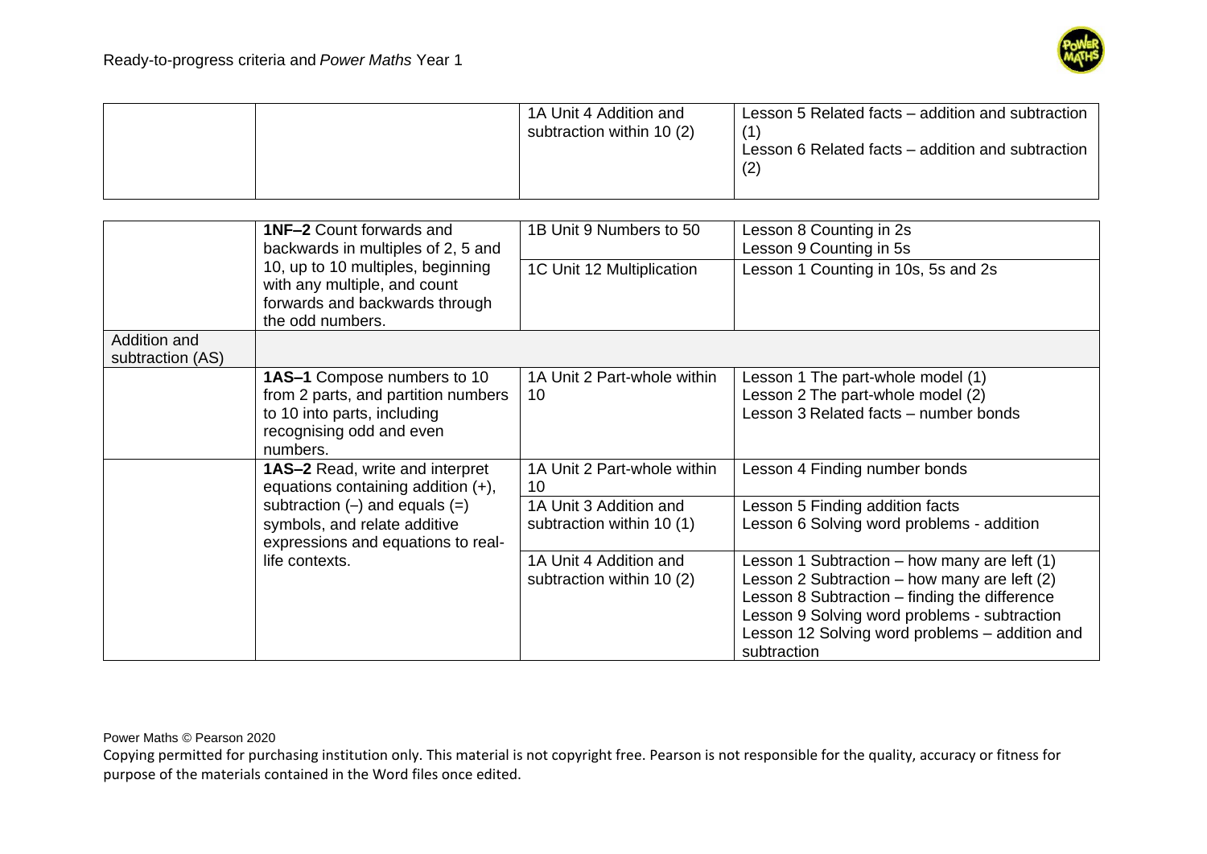| | | | |
|---|---|---|---|
| | | 1A Unit 4 Addition and subtraction within 10 (2) | Lesson 5 Related facts – addition and subtraction (1)<br>Lesson 6 Related facts – addition and subtraction (2) |

| | | | |
|---|---|---|---|
| | **1NF–2** Count forwards and backwards in multiples of 2, 5 and 10, up to 10 multiples, beginning with any multiple, and count forwards and backwards through the odd numbers. | 1B Unit 9 Numbers to 50 | Lesson 8 Counting in 2s<br>Lesson 9 Counting in 5s |
| | | 1C Unit 12 Multiplication | Lesson 1 Counting in 10s, 5s and 2s |
| Addition and subtraction (AS) | | | |
| | **1AS–1** Compose numbers to 10 from 2 parts, and partition numbers to 10 into parts, including recognising odd and even numbers. | 1A Unit 2 Part-whole within 10 | Lesson 1 The part-whole model (1)<br>Lesson 2 The part-whole model (2)<br>Lesson 3 Related facts – number bonds |
| | **1AS–2** Read, write and interpret equations containing addition (+), subtraction (–) and equals (=) symbols, and relate additive expressions and equations to real-life contexts. | 1A Unit 2 Part-whole within 10 | Lesson 4 Finding number bonds |
| | | 1A Unit 3 Addition and subtraction within 10 (1) | Lesson 5 Finding addition facts<br>Lesson 6 Solving word problems - addition |
| | | 1A Unit 4 Addition and subtraction within 10 (2) | Lesson 1 Subtraction – how many are left (1)<br>Lesson 2 Subtraction – how many are left (2)<br>Lesson 8 Subtraction – finding the difference<br>Lesson 9 Solving word problems - subtraction<br>Lesson 12 Solving word problems – addition and subtraction |

Power Maths © Pearson 2020

Copying permitted for purchasing institution only. This material is not copyright free. Pearson is not responsible for the quality, accuracy or fitness for purpose of the materials contained in the Word files once edited.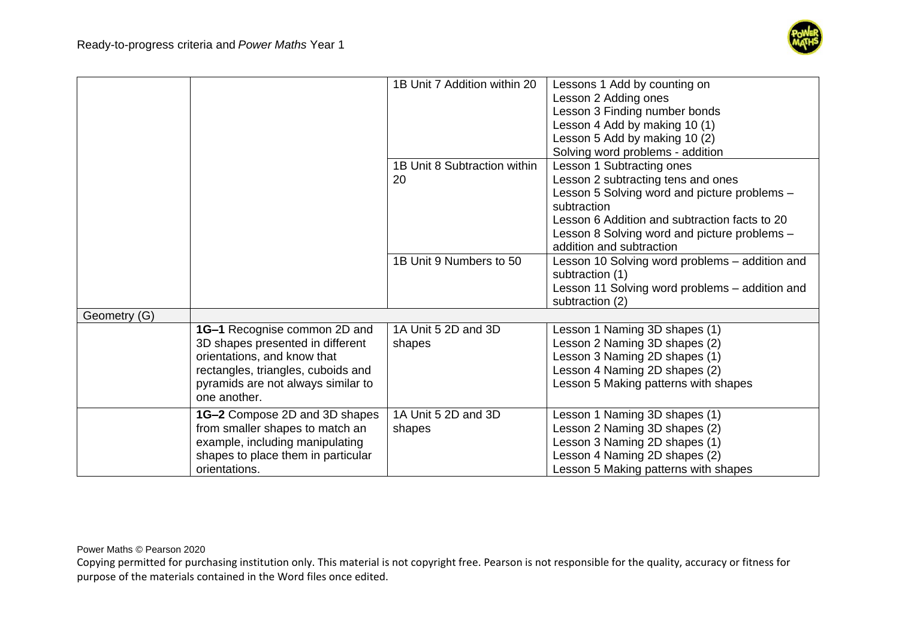| | | | |
|---|---|---|---|
| | | 1B Unit 7 Addition within 20 | Lessons 1 Add by counting on<br>Lesson 2 Adding ones<br>Lesson 3 Finding number bonds<br>Lesson 4 Add by making 10 (1)<br>Lesson 5 Add by making 10 (2)<br>Solving word problems - addition |
| | | 1B Unit 8 Subtraction within 20 | Lesson 1 Subtracting ones<br>Lesson 2 subtracting tens and ones<br>Lesson 5 Solving word and picture problems – subtraction<br>Lesson 6 Addition and subtraction facts to 20<br>Lesson 8 Solving word and picture problems – addition and subtraction |
| | | 1B Unit 9 Numbers to 50 | Lesson 10 Solving word problems – addition and subtraction (1)<br>Lesson 11 Solving word problems – addition and subtraction (2) |
| Geometry (G) | | | |
| | **1G–1** Recognise common 2D and 3D shapes presented in different orientations, and know that rectangles, triangles, cuboids and pyramids are not always similar to one another. | 1A Unit 5 2D and 3D shapes | Lesson 1 Naming 3D shapes (1)<br>Lesson 2 Naming 3D shapes (2)<br>Lesson 3 Naming 2D shapes (1)<br>Lesson 4 Naming 2D shapes (2)<br>Lesson 5 Making patterns with shapes |
| | **1G–2** Compose 2D and 3D shapes from smaller shapes to match an example, including manipulating shapes to place them in particular orientations. | 1A Unit 5 2D and 3D shapes | Lesson 1 Naming 3D shapes (1)<br>Lesson 2 Naming 3D shapes (2)<br>Lesson 3 Naming 2D shapes (1)<br>Lesson 4 Naming 2D shapes (2)<br>Lesson 5 Making patterns with shapes |

Power Maths © Pearson 2020

Copying permitted for purchasing institution only. This material is not copyright free. Pearson is not responsible for the quality, accuracy or fitness for purpose of the materials contained in the Word files once edited.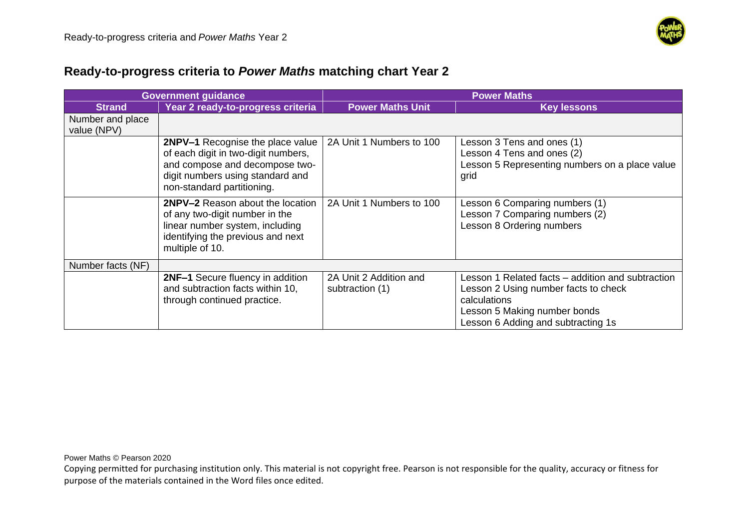## Ready-to-progress criteria to *Power Maths* matching chart Year 2

| Government guidance | | Power Maths | |
|---|---|---|---|
| **Strand** | **Year 2 ready-to-progress criteria** | **Power Maths Unit** | **Key lessons** |
| Number and place value (NPV) | | | |
| | **2NPV–1** Recognise the place value of each digit in two-digit numbers, and compose and decompose two-digit numbers using standard and non-standard partitioning. | 2A Unit 1 Numbers to 100 | Lesson 3 Tens and ones (1)<br>Lesson 4 Tens and ones (2)<br>Lesson 5 Representing numbers on a place value grid |
| | **2NPV–2** Reason about the location of any two-digit number in the linear number system, including identifying the previous and next multiple of 10. | 2A Unit 1 Numbers to 100 | Lesson 6 Comparing numbers (1)<br>Lesson 7 Comparing numbers (2)<br>Lesson 8 Ordering numbers |
| Number facts (NF) | | | |
| | **2NF–1** Secure fluency in addition and subtraction facts within 10, through continued practice. | 2A Unit 2 Addition and subtraction (1) | Lesson 1 Related facts – addition and subtraction<br>Lesson 2 Using number facts to check calculations<br>Lesson 5 Making number bonds<br>Lesson 6 Adding and subtracting 1s |

Power Maths © Pearson 2020

Copying permitted for purchasing institution only. This material is not copyright free. Pearson is not responsible for the quality, accuracy or fitness for purpose of the materials contained in the Word files once edited.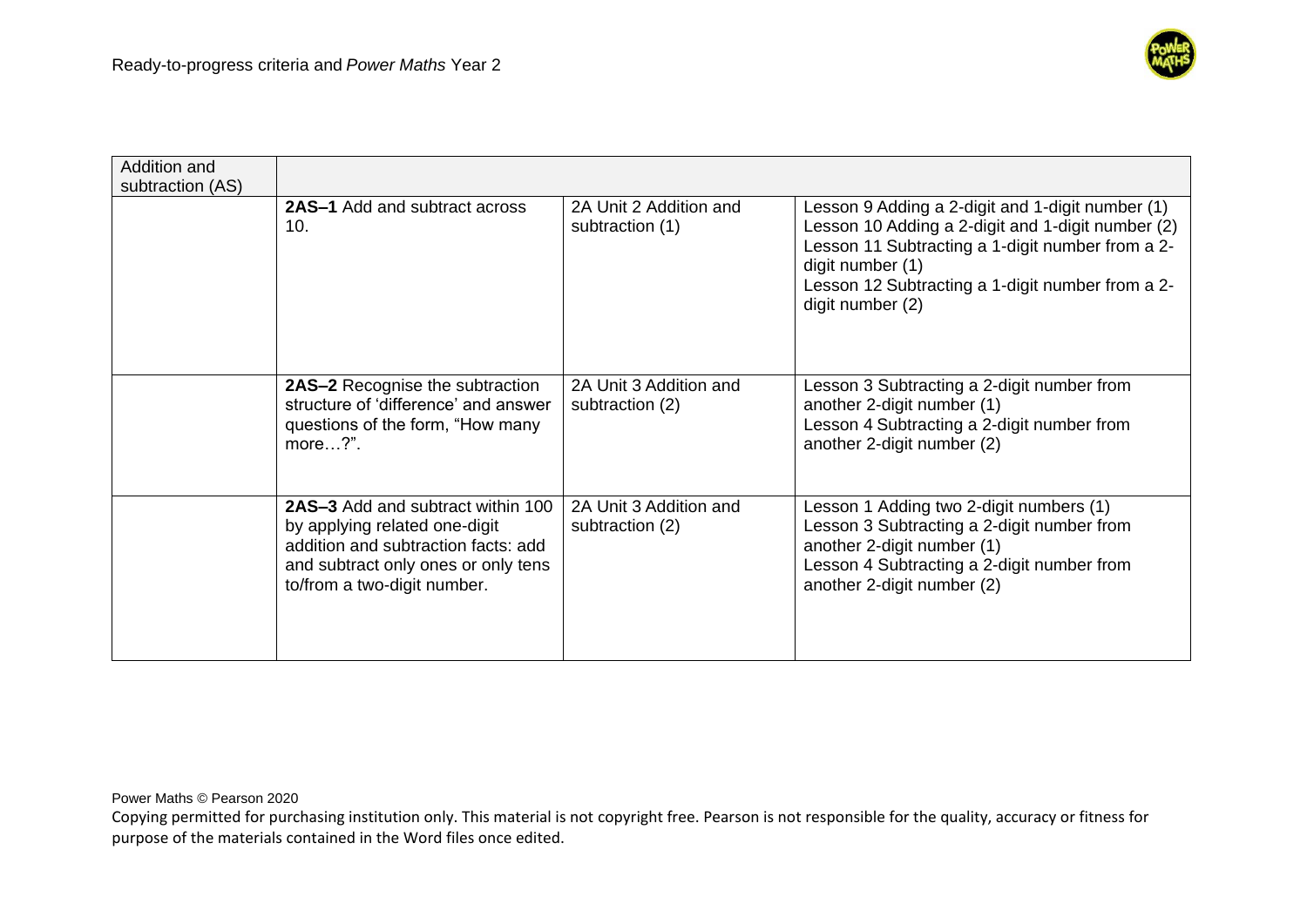| | | | |
|---|---|---|---|
| Addition and subtraction (AS) | | | |
| | **2AS–1** Add and subtract across 10. | 2A Unit 2 Addition and subtraction (1) | Lesson 9 Adding a 2-digit and 1-digit number (1)<br>Lesson 10 Adding a 2-digit and 1-digit number (2)<br>Lesson 11 Subtracting a 1-digit number from a 2-digit number (1)<br>Lesson 12 Subtracting a 1-digit number from a 2-digit number (2) |
| | **2AS–2** Recognise the subtraction structure of 'difference' and answer questions of the form, "How many more…?". | 2A Unit 3 Addition and subtraction (2) | Lesson 3 Subtracting a 2-digit number from another 2-digit number (1)<br>Lesson 4 Subtracting a 2-digit number from another 2-digit number (2) |
| | **2AS–3** Add and subtract within 100 by applying related one-digit addition and subtraction facts: add and subtract only ones or only tens to/from a two-digit number. | 2A Unit 3 Addition and subtraction (2) | Lesson 1 Adding two 2-digit numbers (1)<br>Lesson 3 Subtracting a 2-digit number from another 2-digit number (1)<br>Lesson 4 Subtracting a 2-digit number from another 2-digit number (2) |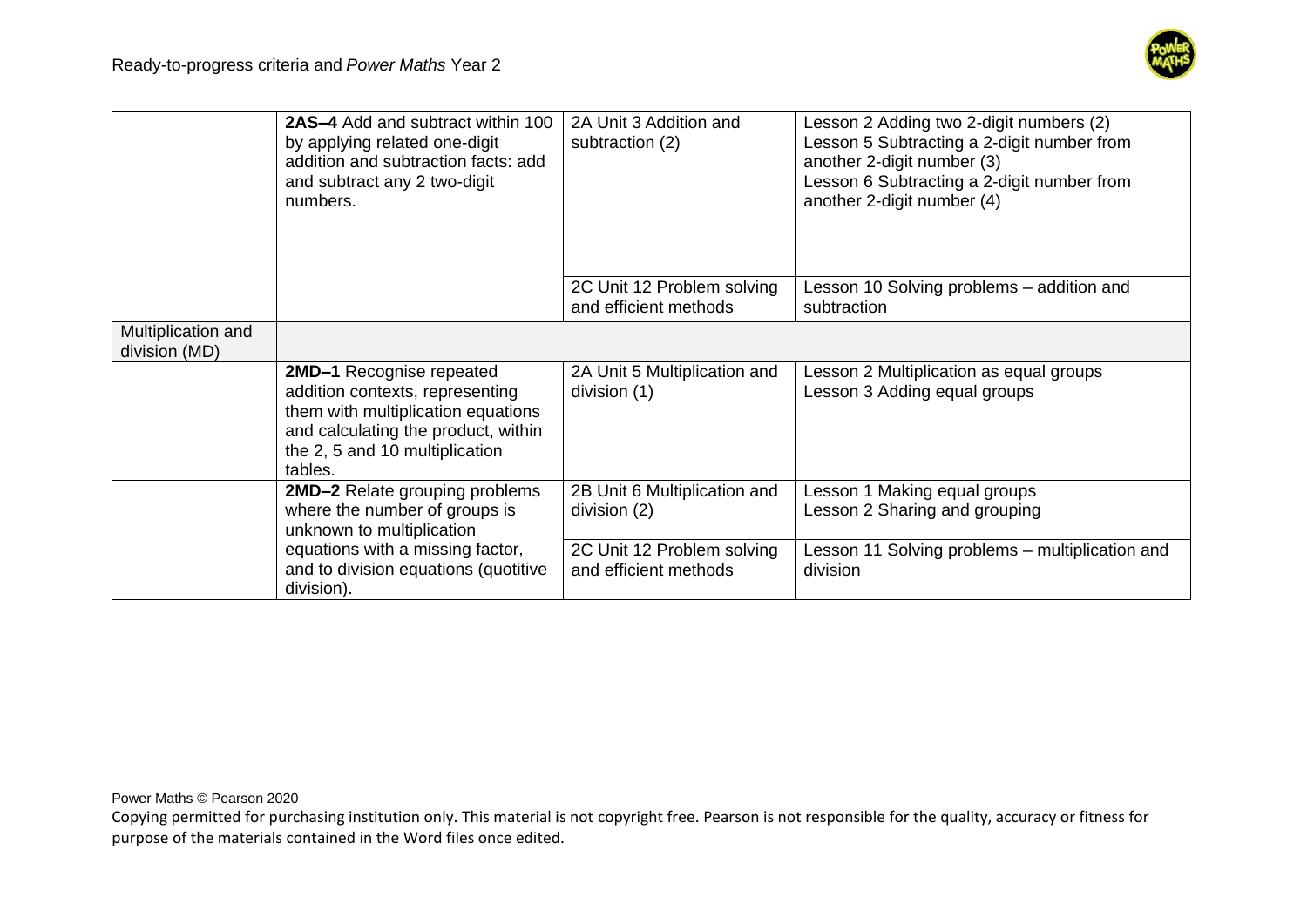| | | | |
|---|---|---|---|
| | **2AS–4** Add and subtract within 100 by applying related one-digit addition and subtraction facts: add and subtract any 2 two-digit numbers. | 2A Unit 3 Addition and subtraction (2) | Lesson 2 Adding two 2-digit numbers (2)<br>Lesson 5 Subtracting a 2-digit number from another 2-digit number (3)<br>Lesson 6 Subtracting a 2-digit number from another 2-digit number (4) |
| | | 2C Unit 12 Problem solving and efficient methods | Lesson 10 Solving problems – addition and subtraction |
| Multiplication and division (MD) | | | |
| | **2MD–1** Recognise repeated addition contexts, representing them with multiplication equations and calculating the product, within the 2, 5 and 10 multiplication tables. | 2A Unit 5 Multiplication and division (1) | Lesson 2 Multiplication as equal groups<br>Lesson 3 Adding equal groups |
| | **2MD–2** Relate grouping problems where the number of groups is unknown to multiplication equations with a missing factor, and to division equations (quotitive division). | 2B Unit 6 Multiplication and division (2) | Lesson 1 Making equal groups<br>Lesson 2 Sharing and grouping |
| | | 2C Unit 12 Problem solving and efficient methods | Lesson 11 Solving problems – multiplication and division |

Power Maths © Pearson 2020

Copying permitted for purchasing institution only. This material is not copyright free. Pearson is not responsible for the quality, accuracy or fitness for purpose of the materials contained in the Word files once edited.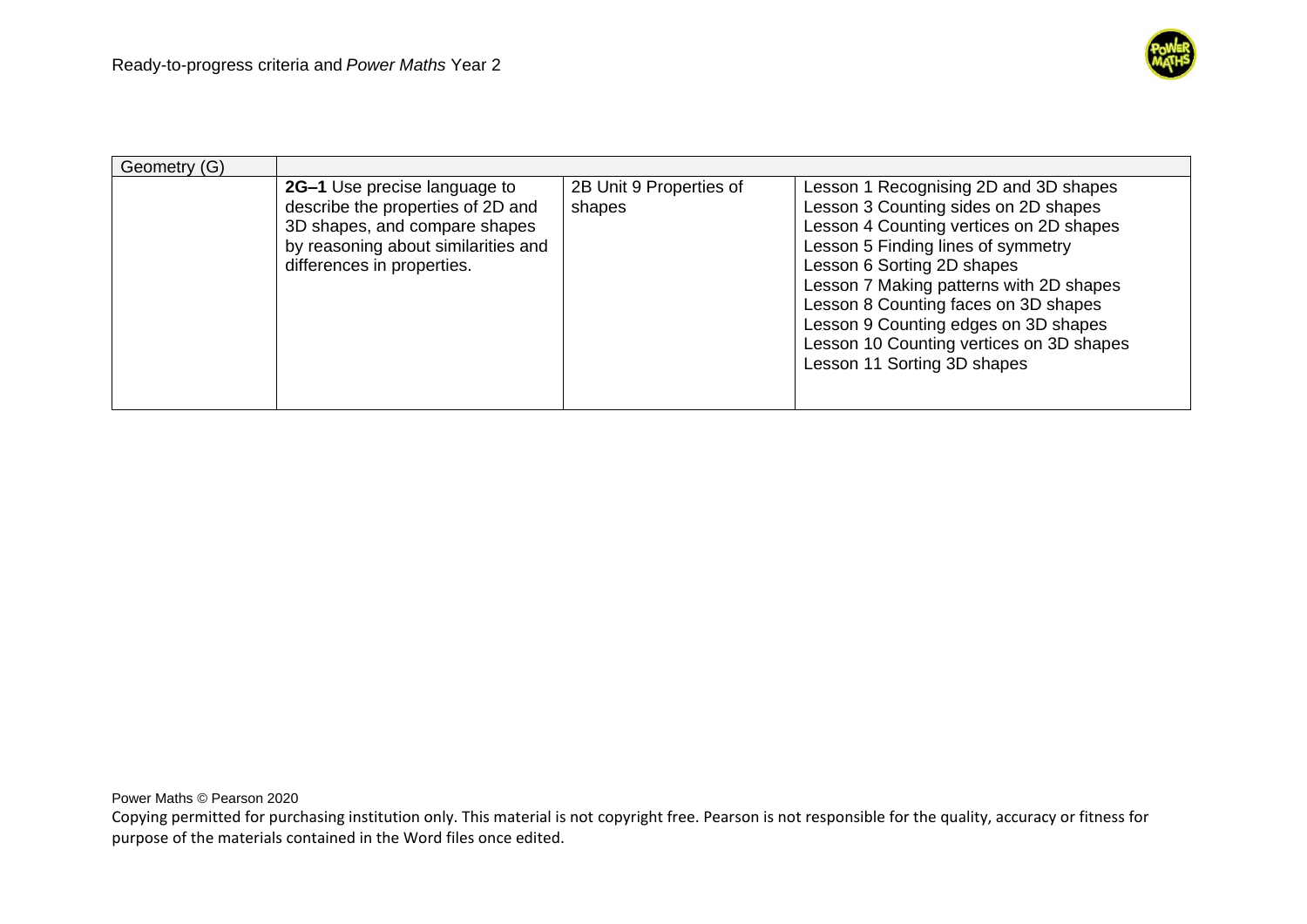| Geometry (G) | | | |
|---|---|---|---|
| | **2G–1** Use precise language to describe the properties of 2D and 3D shapes, and compare shapes by reasoning about similarities and differences in properties. | 2B Unit 9 Properties of shapes | Lesson 1 Recognising 2D and 3D shapes<br>Lesson 3 Counting sides on 2D shapes<br>Lesson 4 Counting vertices on 2D shapes<br>Lesson 5 Finding lines of symmetry<br>Lesson 6 Sorting 2D shapes<br>Lesson 7 Making patterns with 2D shapes<br>Lesson 8 Counting faces on 3D shapes<br>Lesson 9 Counting edges on 3D shapes<br>Lesson 10 Counting vertices on 3D shapes<br>Lesson 11 Sorting 3D shapes |

Power Maths © Pearson 2020

Copying permitted for purchasing institution only. This material is not copyright free. Pearson is not responsible for the quality, accuracy or fitness for purpose of the materials contained in the Word files once edited.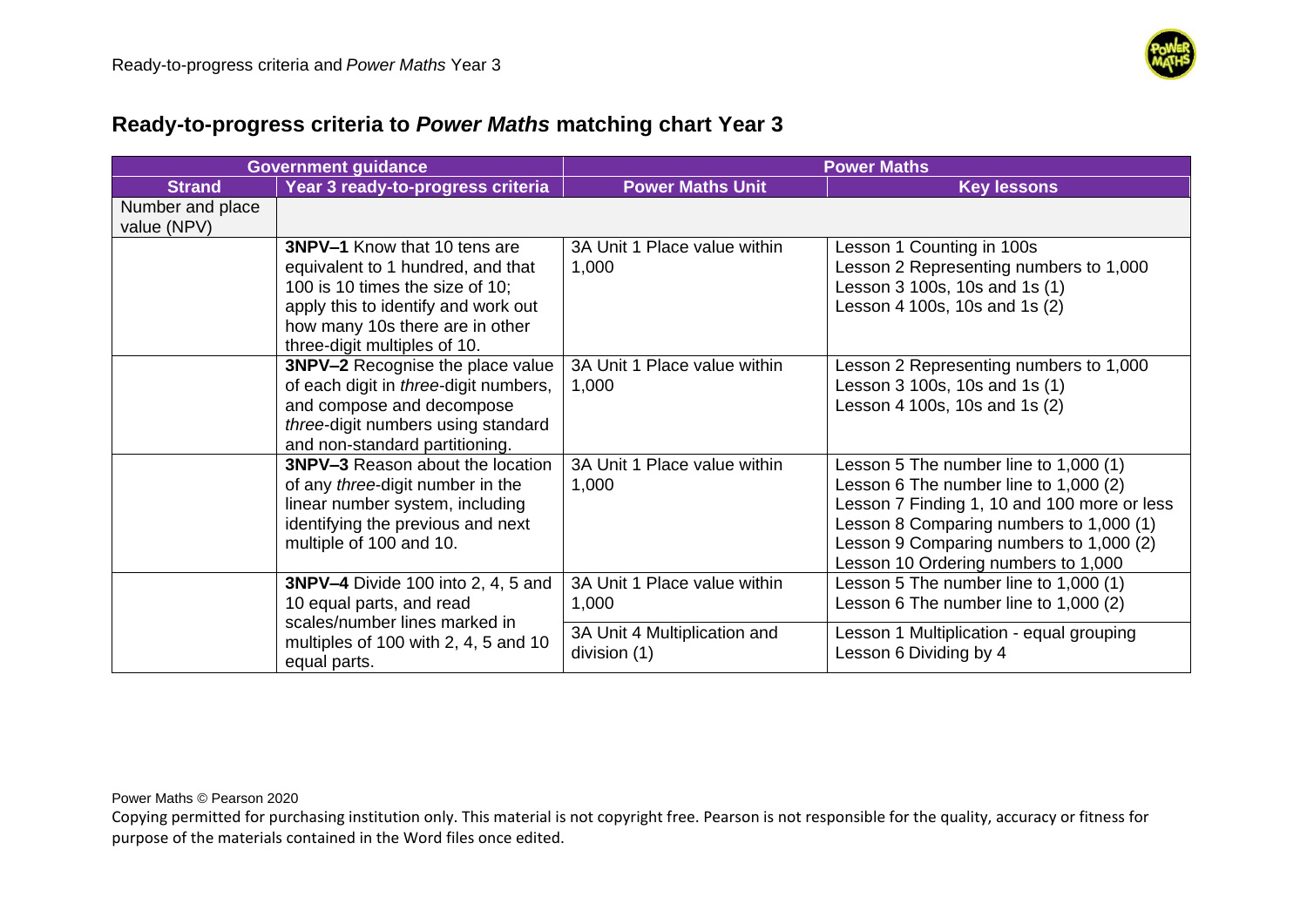## Ready-to-progress criteria to *Power Maths* matching chart Year 3

| Government guidance | | Power Maths | |
|---|---|---|---|
| **Strand** | **Year 3 ready-to-progress criteria** | **Power Maths Unit** | **Key lessons** |
| Number and place value (NPV) | | | |
| | **3NPV–1** Know that 10 tens are equivalent to 1 hundred, and that 100 is 10 times the size of 10; apply this to identify and work out how many 10s there are in other three-digit multiples of 10. | 3A Unit 1 Place value within 1,000 | Lesson 1 Counting in 100s<br>Lesson 2 Representing numbers to 1,000<br>Lesson 3 100s, 10s and 1s (1)<br>Lesson 4 100s, 10s and 1s (2) |
| | **3NPV–2** Recognise the place value of each digit in *three*-digit numbers, and compose and decompose *three*-digit numbers using standard and non-standard partitioning. | 3A Unit 1 Place value within 1,000 | Lesson 2 Representing numbers to 1,000<br>Lesson 3 100s, 10s and 1s (1)<br>Lesson 4 100s, 10s and 1s (2) |
| | **3NPV–3** Reason about the location of any *three*-digit number in the linear number system, including identifying the previous and next multiple of 100 and 10. | 3A Unit 1 Place value within 1,000 | Lesson 5 The number line to 1,000 (1)<br>Lesson 6 The number line to 1,000 (2)<br>Lesson 7 Finding 1, 10 and 100 more or less<br>Lesson 8 Comparing numbers to 1,000 (1)<br>Lesson 9 Comparing numbers to 1,000 (2)<br>Lesson 10 Ordering numbers to 1,000 |
| | **3NPV–4** Divide 100 into 2, 4, 5 and 10 equal parts, and read scales/number lines marked in multiples of 100 with 2, 4, 5 and 10 equal parts. | 3A Unit 1 Place value within 1,000 | Lesson 5 The number line to 1,000 (1)<br>Lesson 6 The number line to 1,000 (2) |
| | | 3A Unit 4 Multiplication and division (1) | Lesson 1 Multiplication - equal grouping<br>Lesson 6 Dividing by 4 |

Power Maths © Pearson 2020

Copying permitted for purchasing institution only. This material is not copyright free. Pearson is not responsible for the quality, accuracy or fitness for purpose of the materials contained in the Word files once edited.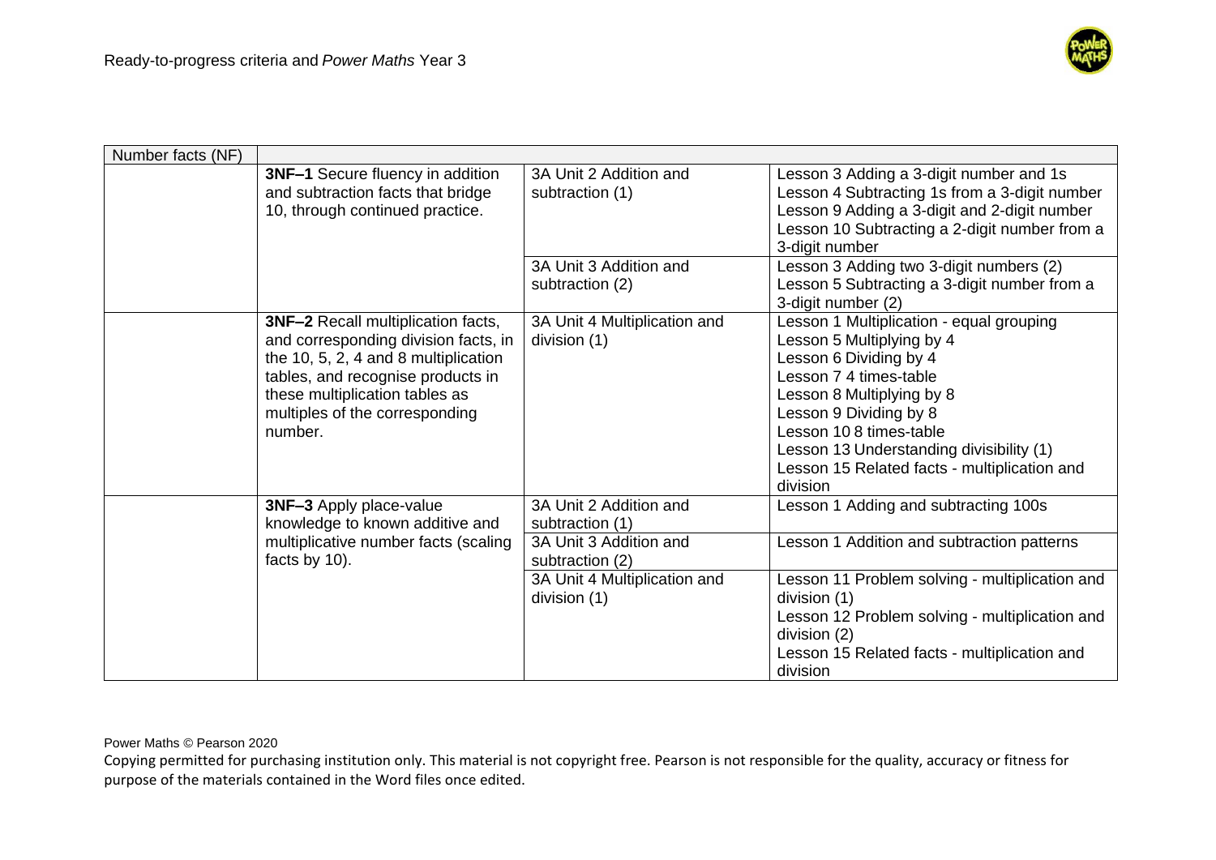| | | | |
|---|---|---|---|
| Number facts (NF) | | | |
| | **3NF–1** Secure fluency in addition and subtraction facts that bridge 10, through continued practice. | 3A Unit 2 Addition and subtraction (1) | Lesson 3 Adding a 3-digit number and 1s<br>Lesson 4 Subtracting 1s from a 3-digit number<br>Lesson 9 Adding a 3-digit and 2-digit number<br>Lesson 10 Subtracting a 2-digit number from a 3-digit number |
| | | 3A Unit 3 Addition and subtraction (2) | Lesson 3 Adding two 3-digit numbers (2)<br>Lesson 5 Subtracting a 3-digit number from a 3-digit number (2) |
| | **3NF–2** Recall multiplication facts, and corresponding division facts, in the 10, 5, 2, 4 and 8 multiplication tables, and recognise products in these multiplication tables as multiples of the corresponding number. | 3A Unit 4 Multiplication and division (1) | Lesson 1 Multiplication - equal grouping<br>Lesson 5 Multiplying by 4<br>Lesson 6 Dividing by 4<br>Lesson 7 4 times-table<br>Lesson 8 Multiplying by 8<br>Lesson 9 Dividing by 8<br>Lesson 10 8 times-table<br>Lesson 13 Understanding divisibility (1)<br>Lesson 15 Related facts - multiplication and division |
| | **3NF–3** Apply place-value knowledge to known additive and multiplicative number facts (scaling facts by 10). | 3A Unit 2 Addition and subtraction (1) | Lesson 1 Adding and subtracting 100s |
| | | 3A Unit 3 Addition and subtraction (2) | Lesson 1 Addition and subtraction patterns |
| | | 3A Unit 4 Multiplication and division (1) | Lesson 11 Problem solving - multiplication and division (1)<br>Lesson 12 Problem solving - multiplication and division (2)<br>Lesson 15 Related facts - multiplication and division |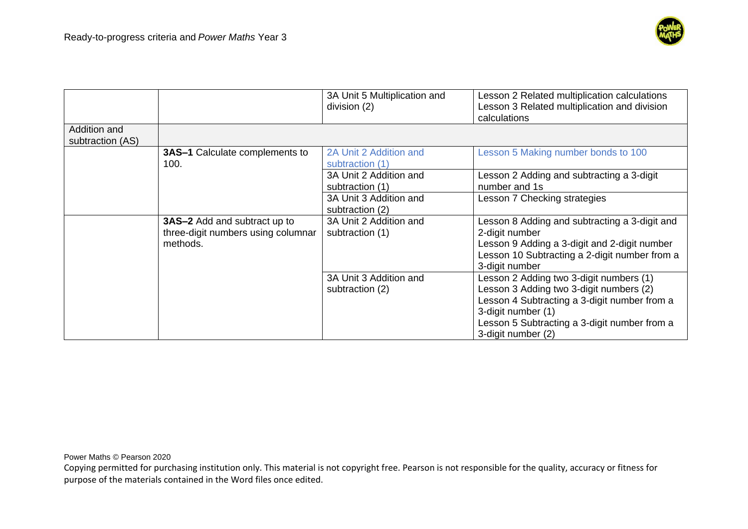| | | | |
|---|---|---|---|
| | | 3A Unit 5 Multiplication and division (2) | Lesson 2 Related multiplication calculations<br>Lesson 3 Related multiplication and division calculations |
| Addition and subtraction (AS) | | | |
| | **3AS–1** Calculate complements to 100. | 2A Unit 2 Addition and subtraction (1) | Lesson 5 Making number bonds to 100 |
| | | 3A Unit 2 Addition and subtraction (1) | Lesson 2 Adding and subtracting a 3-digit number and 1s |
| | | 3A Unit 3 Addition and subtraction (2) | Lesson 7 Checking strategies |
| | **3AS–2** Add and subtract up to three-digit numbers using columnar methods. | 3A Unit 2 Addition and subtraction (1) | Lesson 8 Adding and subtracting a 3-digit and 2-digit number<br>Lesson 9 Adding a 3-digit and 2-digit number<br>Lesson 10 Subtracting a 2-digit number from a 3-digit number |
| | | 3A Unit 3 Addition and subtraction (2) | Lesson 2 Adding two 3-digit numbers (1)<br>Lesson 3 Adding two 3-digit numbers (2)<br>Lesson 4 Subtracting a 3-digit number from a 3-digit number (1)<br>Lesson 5 Subtracting a 3-digit number from a 3-digit number (2) |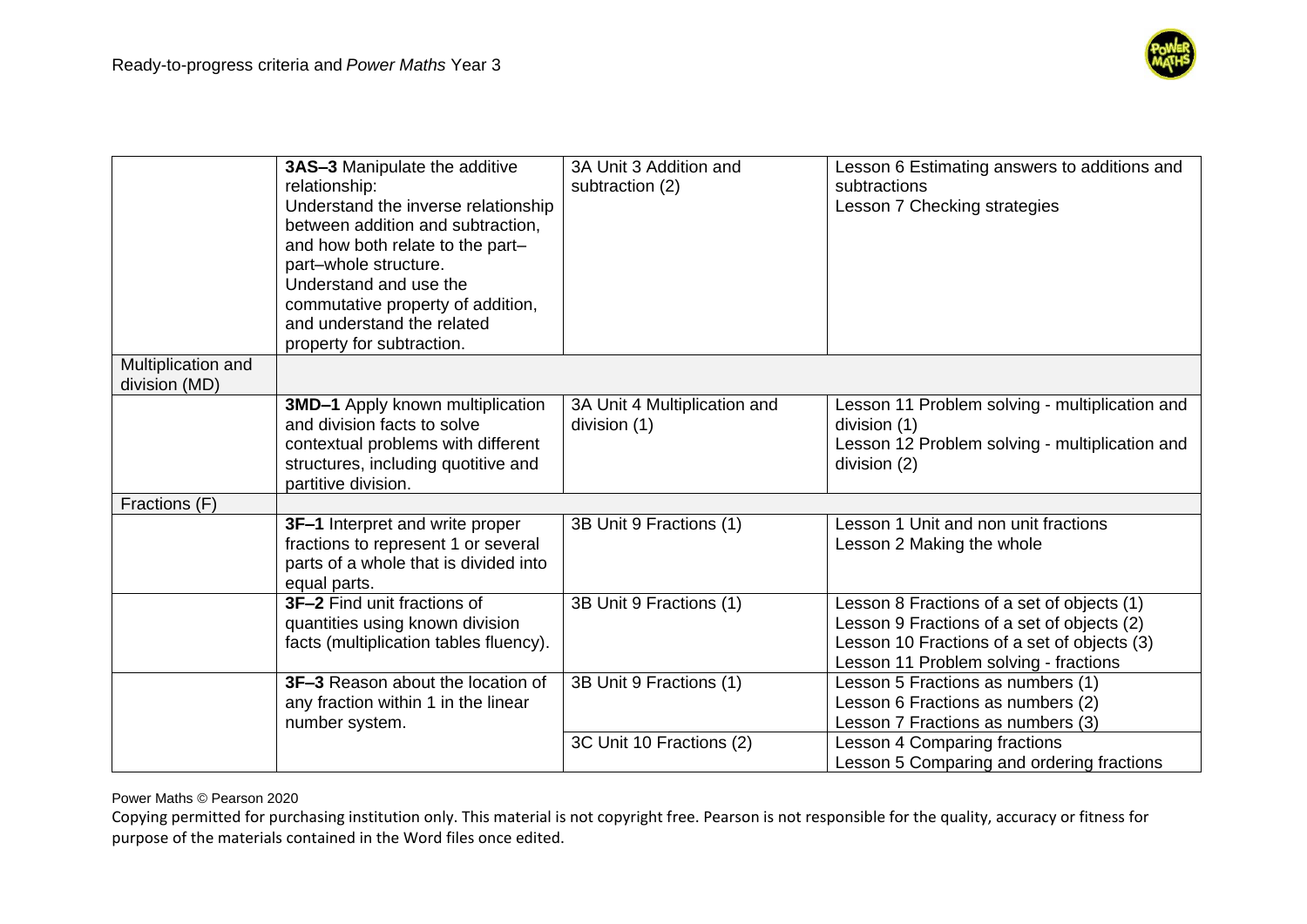| | | | |
|---|---|---|---|
| | **3AS–3** Manipulate the additive relationship: Understand the inverse relationship between addition and subtraction, and how both relate to the part–part–whole structure. Understand and use the commutative property of addition, and understand the related property for subtraction. | 3A Unit 3 Addition and subtraction (2) | Lesson 6 Estimating answers to additions and subtractions<br>Lesson 7 Checking strategies |
| Multiplication and division (MD) | | | |
| | **3MD–1** Apply known multiplication and division facts to solve contextual problems with different structures, including quotitive and partitive division. | 3A Unit 4 Multiplication and division (1) | Lesson 11 Problem solving - multiplication and division (1)<br>Lesson 12 Problem solving - multiplication and division (2) |
| Fractions (F) | | | |
| | **3F–1** Interpret and write proper fractions to represent 1 or several parts of a whole that is divided into equal parts. | 3B Unit 9 Fractions (1) | Lesson 1 Unit and non unit fractions<br>Lesson 2 Making the whole |
| | **3F–2** Find unit fractions of quantities using known division facts (multiplication tables fluency). | 3B Unit 9 Fractions (1) | Lesson 8 Fractions of a set of objects (1)<br>Lesson 9 Fractions of a set of objects (2)<br>Lesson 10 Fractions of a set of objects (3)<br>Lesson 11 Problem solving - fractions |
| | **3F–3** Reason about the location of any fraction within 1 in the linear number system. | 3B Unit 9 Fractions (1) | Lesson 5 Fractions as numbers (1)<br>Lesson 6 Fractions as numbers (2)<br>Lesson 7 Fractions as numbers (3) |
| | | 3C Unit 10 Fractions (2) | Lesson 4 Comparing fractions<br>Lesson 5 Comparing and ordering fractions |

Power Maths © Pearson 2020

Copying permitted for purchasing institution only. This material is not copyright free. Pearson is not responsible for the quality, accuracy or fitness for purpose of the materials contained in the Word files once edited.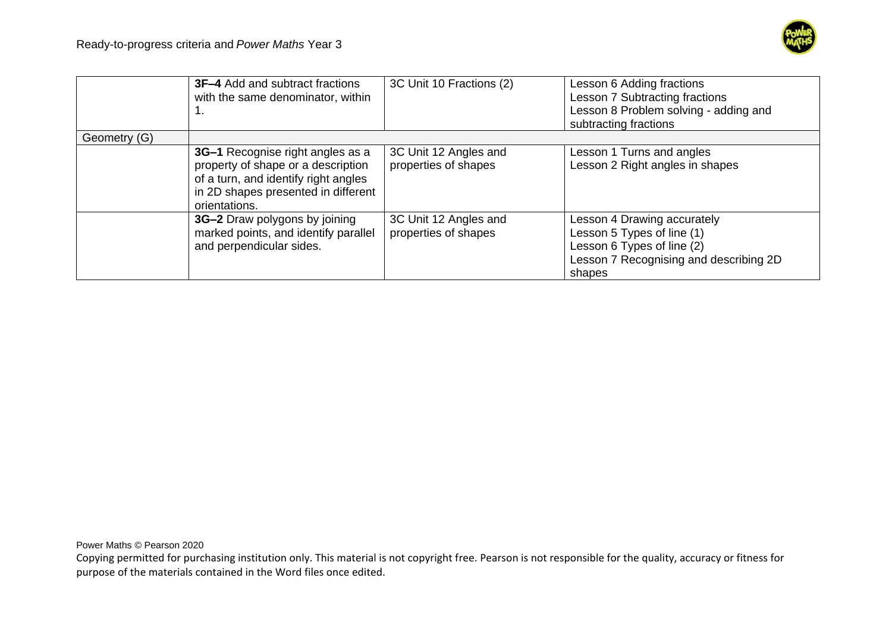| | | | |
|---|---|---|---|
| | **3F–4** Add and subtract fractions with the same denominator, within 1. | 3C Unit 10 Fractions (2) | Lesson 6 Adding fractions<br>Lesson 7 Subtracting fractions<br>Lesson 8 Problem solving - adding and subtracting fractions |
| Geometry (G) | | | |
| | **3G–1** Recognise right angles as a property of shape or a description of a turn, and identify right angles in 2D shapes presented in different orientations. | 3C Unit 12 Angles and properties of shapes | Lesson 1 Turns and angles<br>Lesson 2 Right angles in shapes |
| | **3G–2** Draw polygons by joining marked points, and identify parallel and perpendicular sides. | 3C Unit 12 Angles and properties of shapes | Lesson 4 Drawing accurately<br>Lesson 5 Types of line (1)<br>Lesson 6 Types of line (2)<br>Lesson 7 Recognising and describing 2D shapes |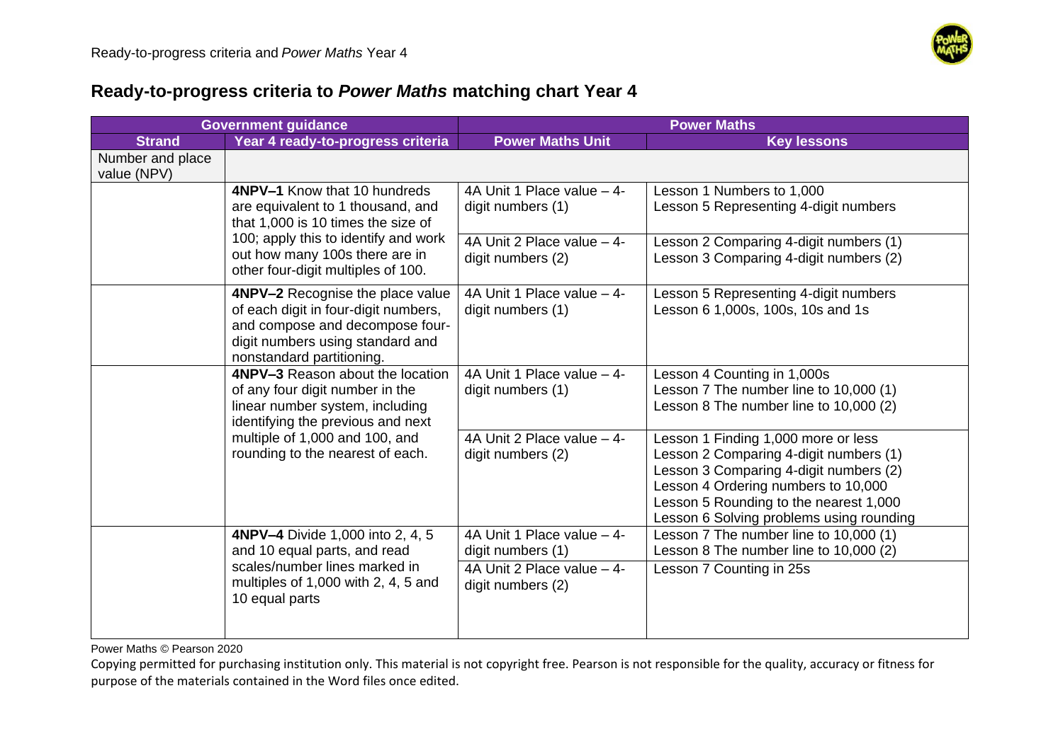## Ready-to-progress criteria to *Power Maths* matching chart Year 4

| Government guidance | | Power Maths | |
|---|---|---|---|
| **Strand** | **Year 4 ready-to-progress criteria** | **Power Maths Unit** | **Key lessons** |
| Number and place value (NPV) | | | |
| | **4NPV–1** Know that 10 hundreds are equivalent to 1 thousand, and that 1,000 is 10 times the size of 100; apply this to identify and work out how many 100s there are in other four-digit multiples of 100. | 4A Unit 1 Place value – 4-digit numbers (1) | Lesson 1 Numbers to 1,000<br>Lesson 5 Representing 4-digit numbers |
| | | 4A Unit 2 Place value – 4-digit numbers (2) | Lesson 2 Comparing 4-digit numbers (1)<br>Lesson 3 Comparing 4-digit numbers (2) |
| | **4NPV–2** Recognise the place value of each digit in four-digit numbers, and compose and decompose four-digit numbers using standard and nonstandard partitioning. | 4A Unit 1 Place value – 4-digit numbers (1) | Lesson 5 Representing 4-digit numbers<br>Lesson 6 1,000s, 100s, 10s and 1s |
| | **4NPV–3** Reason about the location of any four digit number in the linear number system, including identifying the previous and next multiple of 1,000 and 100, and rounding to the nearest of each. | 4A Unit 1 Place value – 4-digit numbers (1) | Lesson 4 Counting in 1,000s<br>Lesson 7 The number line to 10,000 (1)<br>Lesson 8 The number line to 10,000 (2) |
| | | 4A Unit 2 Place value – 4-digit numbers (2) | Lesson 1 Finding 1,000 more or less<br>Lesson 2 Comparing 4-digit numbers (1)<br>Lesson 3 Comparing 4-digit numbers (2)<br>Lesson 4 Ordering numbers to 10,000<br>Lesson 5 Rounding to the nearest 1,000<br>Lesson 6 Solving problems using rounding |
| | **4NPV–4** Divide 1,000 into 2, 4, 5 and 10 equal parts, and read scales/number lines marked in multiples of 1,000 with 2, 4, 5 and 10 equal parts | 4A Unit 1 Place value – 4-digit numbers (1) | Lesson 7 The number line to 10,000 (1)<br>Lesson 8 The number line to 10,000 (2) |
| | | 4A Unit 2 Place value – 4-digit numbers (2) | Lesson 7 Counting in 25s |

Power Maths © Pearson 2020

Copying permitted for purchasing institution only. This material is not copyright free. Pearson is not responsible for the quality, accuracy or fitness for purpose of the materials contained in the Word files once edited.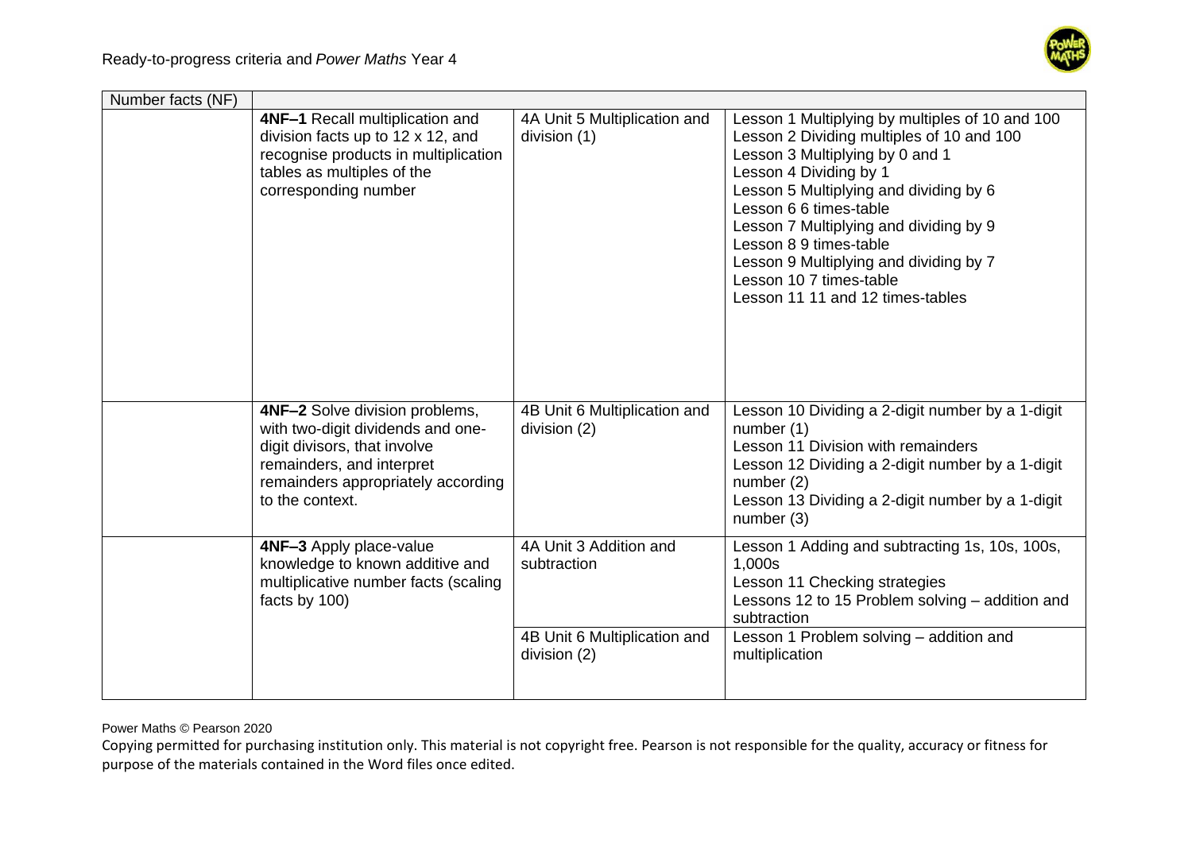| Number facts (NF) | | | |
|---|---|---|---|
| | **4NF–1** Recall multiplication and division facts up to 12 x 12, and recognise products in multiplication tables as multiples of the corresponding number | 4A Unit 5 Multiplication and division (1) | Lesson 1 Multiplying by multiples of 10 and 100<br>Lesson 2 Dividing multiples of 10 and 100<br>Lesson 3 Multiplying by 0 and 1<br>Lesson 4 Dividing by 1<br>Lesson 5 Multiplying and dividing by 6<br>Lesson 6 6 times-table<br>Lesson 7 Multiplying and dividing by 9<br>Lesson 8 9 times-table<br>Lesson 9 Multiplying and dividing by 7<br>Lesson 10 7 times-table<br>Lesson 11 11 and 12 times-tables |
| | **4NF–2** Solve division problems, with two-digit dividends and one-digit divisors, that involve remainders, and interpret remainders appropriately according to the context. | 4B Unit 6 Multiplication and division (2) | Lesson 10 Dividing a 2-digit number by a 1-digit number (1)<br>Lesson 11 Division with remainders<br>Lesson 12 Dividing a 2-digit number by a 1-digit number (2)<br>Lesson 13 Dividing a 2-digit number by a 1-digit number (3) |
| | **4NF–3** Apply place-value knowledge to known additive and multiplicative number facts (scaling facts by 100) | 4A Unit 3 Addition and subtraction | Lesson 1 Adding and subtracting 1s, 10s, 100s, 1,000s<br>Lesson 11 Checking strategies<br>Lessons 12 to 15 Problem solving – addition and subtraction |
| | | 4B Unit 6 Multiplication and division (2) | Lesson 1 Problem solving – addition and multiplication |

Power Maths © Pearson 2020

Copying permitted for purchasing institution only. This material is not copyright free. Pearson is not responsible for the quality, accuracy or fitness for purpose of the materials contained in the Word files once edited.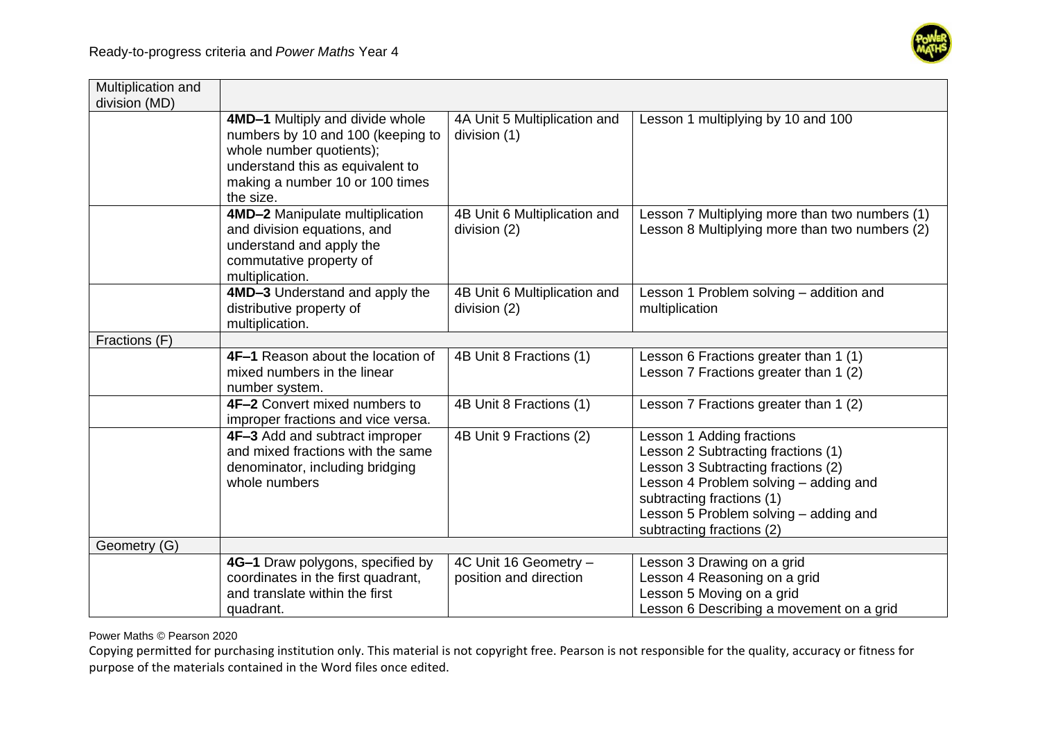| | | | |
|---|---|---|---|
| Multiplication and division (MD) | | | |
| | **4MD–1** Multiply and divide whole numbers by 10 and 100 (keeping to whole number quotients); understand this as equivalent to making a number 10 or 100 times the size. | 4A Unit 5 Multiplication and division (1) | Lesson 1 multiplying by 10 and 100 |
| | **4MD–2** Manipulate multiplication and division equations, and understand and apply the commutative property of multiplication. | 4B Unit 6 Multiplication and division (2) | Lesson 7 Multiplying more than two numbers (1)<br>Lesson 8 Multiplying more than two numbers (2) |
| | **4MD–3** Understand and apply the distributive property of multiplication. | 4B Unit 6 Multiplication and division (2) | Lesson 1 Problem solving – addition and multiplication |
| Fractions (F) | | | |
| | **4F–1** Reason about the location of mixed numbers in the linear number system. | 4B Unit 8 Fractions (1) | Lesson 6 Fractions greater than 1 (1)<br>Lesson 7 Fractions greater than 1 (2) |
| | **4F–2** Convert mixed numbers to improper fractions and vice versa. | 4B Unit 8 Fractions (1) | Lesson 7 Fractions greater than 1 (2) |
| | **4F–3** Add and subtract improper and mixed fractions with the same denominator, including bridging whole numbers | 4B Unit 9 Fractions (2) | Lesson 1 Adding fractions<br>Lesson 2 Subtracting fractions (1)<br>Lesson 3 Subtracting fractions (2)<br>Lesson 4 Problem solving – adding and subtracting fractions (1)<br>Lesson 5 Problem solving – adding and subtracting fractions (2) |
| Geometry (G) | | | |
| | **4G–1** Draw polygons, specified by coordinates in the first quadrant, and translate within the first quadrant. | 4C Unit 16 Geometry – position and direction | Lesson 3 Drawing on a grid<br>Lesson 4 Reasoning on a grid<br>Lesson 5 Moving on a grid<br>Lesson 6 Describing a movement on a grid |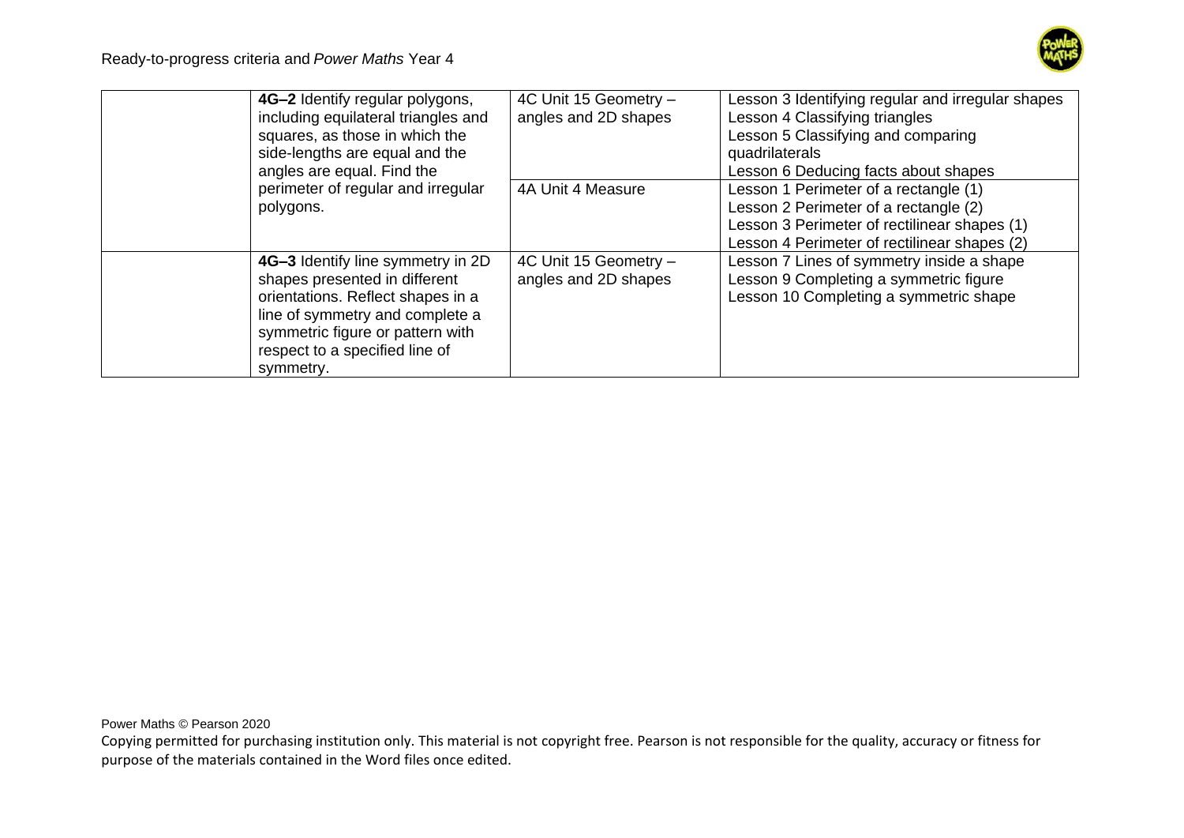| | | | |
|---|---|---|---|
| | **4G–2** Identify regular polygons, including equilateral triangles and squares, as those in which the side-lengths are equal and the angles are equal. Find the perimeter of regular and irregular polygons. | 4C Unit 15 Geometry – angles and 2D shapes | Lesson 3 Identifying regular and irregular shapes<br>Lesson 4 Classifying triangles<br>Lesson 5 Classifying and comparing quadrilaterals<br>Lesson 6 Deducing facts about shapes |
| | | 4A Unit 4 Measure | Lesson 1 Perimeter of a rectangle (1)<br>Lesson 2 Perimeter of a rectangle (2)<br>Lesson 3 Perimeter of rectilinear shapes (1)<br>Lesson 4 Perimeter of rectilinear shapes (2) |
| | **4G–3** Identify line symmetry in 2D shapes presented in different orientations. Reflect shapes in a line of symmetry and complete a symmetric figure or pattern with respect to a specified line of symmetry. | 4C Unit 15 Geometry – angles and 2D shapes | Lesson 7 Lines of symmetry inside a shape<br>Lesson 9 Completing a symmetric figure<br>Lesson 10 Completing a symmetric shape |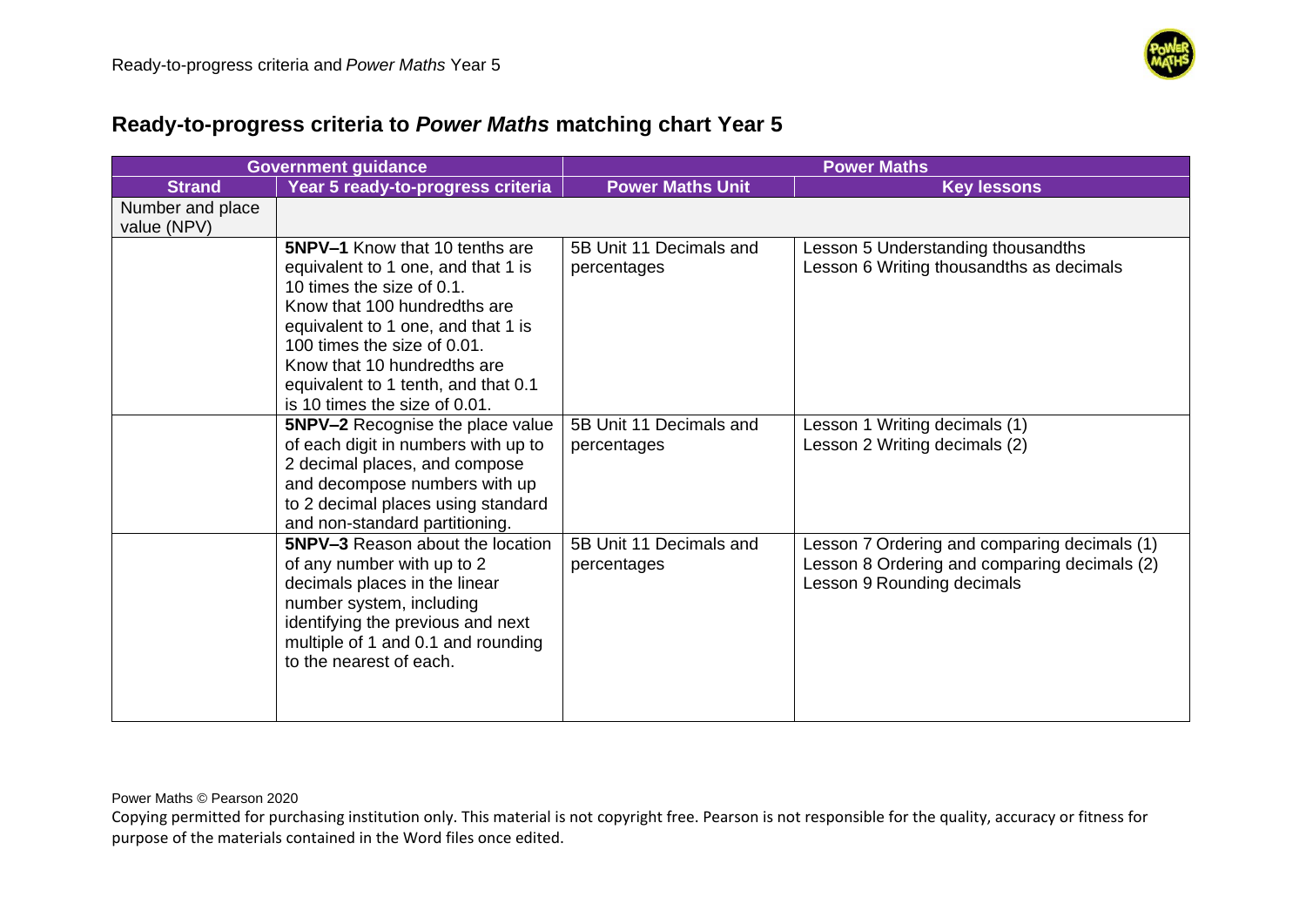## Ready-to-progress criteria to *Power Maths* matching chart Year 5

| Government guidance | | Power Maths | |
|---|---|---|---|
| **Strand** | **Year 5 ready-to-progress criteria** | **Power Maths Unit** | **Key lessons** |
| Number and place value (NPV) | | | |
| | **5NPV–1** Know that 10 tenths are equivalent to 1 one, and that 1 is 10 times the size of 0.1.<br>Know that 100 hundredths are equivalent to 1 one, and that 1 is 100 times the size of 0.01.<br>Know that 10 hundredths are equivalent to 1 tenth, and that 0.1 is 10 times the size of 0.01. | 5B Unit 11 Decimals and percentages | Lesson 5 Understanding thousandths<br>Lesson 6 Writing thousandths as decimals |
| | **5NPV–2** Recognise the place value of each digit in numbers with up to 2 decimal places, and compose and decompose numbers with up to 2 decimal places using standard and non-standard partitioning. | 5B Unit 11 Decimals and percentages | Lesson 1 Writing decimals (1)<br>Lesson 2 Writing decimals (2) |
| | **5NPV–3** Reason about the location of any number with up to 2 decimals places in the linear number system, including identifying the previous and next multiple of 1 and 0.1 and rounding to the nearest of each. | 5B Unit 11 Decimals and percentages | Lesson 7 Ordering and comparing decimals (1)<br>Lesson 8 Ordering and comparing decimals (2)<br>Lesson 9 Rounding decimals |

Power Maths © Pearson 2020

Copying permitted for purchasing institution only. This material is not copyright free. Pearson is not responsible for the quality, accuracy or fitness for purpose of the materials contained in the Word files once edited.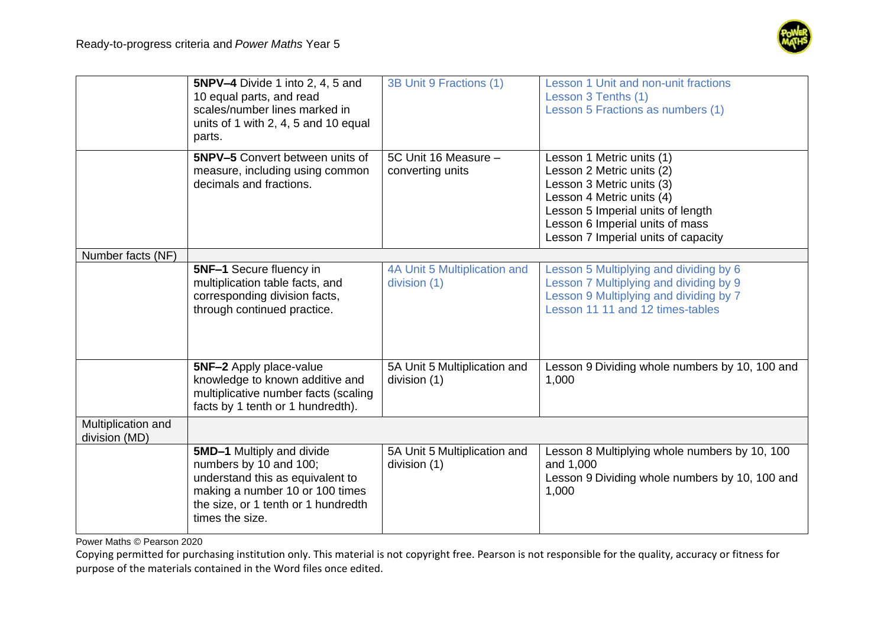| | | | |
|---|---|---|---|
| | **5NPV–4** Divide 1 into 2, 4, 5 and 10 equal parts, and read scales/number lines marked in units of 1 with 2, 4, 5 and 10 equal parts. | 3B Unit 9 Fractions (1) | Lesson 1 Unit and non-unit fractions<br>Lesson 3 Tenths (1)<br>Lesson 5 Fractions as numbers (1) |
| | **5NPV–5** Convert between units of measure, including using common decimals and fractions. | 5C Unit 16 Measure – converting units | Lesson 1 Metric units (1)<br>Lesson 2 Metric units (2)<br>Lesson 3 Metric units (3)<br>Lesson 4 Metric units (4)<br>Lesson 5 Imperial units of length<br>Lesson 6 Imperial units of mass<br>Lesson 7 Imperial units of capacity |
| Number facts (NF) | | | |
| | **5NF–1** Secure fluency in multiplication table facts, and corresponding division facts, through continued practice. | 4A Unit 5 Multiplication and division (1) | Lesson 5 Multiplying and dividing by 6<br>Lesson 7 Multiplying and dividing by 9<br>Lesson 9 Multiplying and dividing by 7<br>Lesson 11 11 and 12 times-tables |
| | **5NF–2** Apply place-value knowledge to known additive and multiplicative number facts (scaling facts by 1 tenth or 1 hundredth). | 5A Unit 5 Multiplication and division (1) | Lesson 9 Dividing whole numbers by 10, 100 and 1,000 |
| Multiplication and division (MD) | | | |
| | **5MD–1** Multiply and divide numbers by 10 and 100; understand this as equivalent to making a number 10 or 100 times the size, or 1 tenth or 1 hundredth times the size. | 5A Unit 5 Multiplication and division (1) | Lesson 8 Multiplying whole numbers by 10, 100 and 1,000<br>Lesson 9 Dividing whole numbers by 10, 100 and 1,000 |

Power Maths © Pearson 2020

Copying permitted for purchasing institution only. This material is not copyright free. Pearson is not responsible for the quality, accuracy or fitness for purpose of the materials contained in the Word files once edited.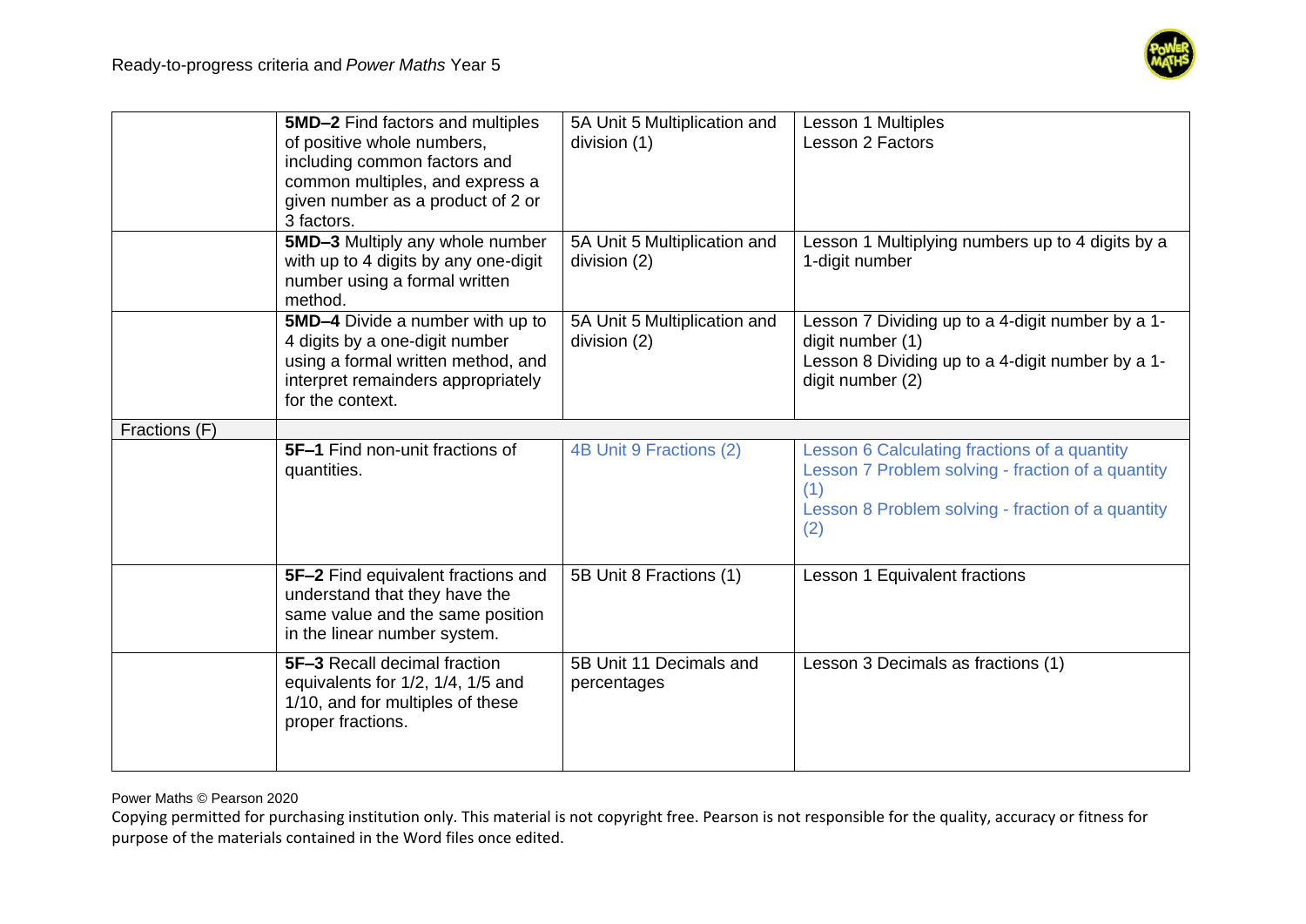| | | | |
|---|---|---|---|
| | **5MD–2** Find factors and multiples of positive whole numbers, including common factors and common multiples, and express a given number as a product of 2 or 3 factors. | 5A Unit 5 Multiplication and division (1) | Lesson 1 Multiples<br>Lesson 2 Factors |
| | **5MD–3** Multiply any whole number with up to 4 digits by any one-digit number using a formal written method. | 5A Unit 5 Multiplication and division (2) | Lesson 1 Multiplying numbers up to 4 digits by a 1-digit number |
| | **5MD–4** Divide a number with up to 4 digits by a one-digit number using a formal written method, and interpret remainders appropriately for the context. | 5A Unit 5 Multiplication and division (2) | Lesson 7 Dividing up to a 4-digit number by a 1-digit number (1)<br>Lesson 8 Dividing up to a 4-digit number by a 1-digit number (2) |
| Fractions (F) | | | |
| | **5F–1** Find non-unit fractions of quantities. | 4B Unit 9 Fractions (2) | Lesson 6 Calculating fractions of a quantity<br>Lesson 7 Problem solving - fraction of a quantity (1)<br>Lesson 8 Problem solving - fraction of a quantity (2) |
| | **5F–2** Find equivalent fractions and understand that they have the same value and the same position in the linear number system. | 5B Unit 8 Fractions (1) | Lesson 1 Equivalent fractions |
| | **5F–3** Recall decimal fraction equivalents for 1/2, 1/4, 1/5 and 1/10, and for multiples of these proper fractions. | 5B Unit 11 Decimals and percentages | Lesson 3 Decimals as fractions (1) |

Power Maths © Pearson 2020

Copying permitted for purchasing institution only. This material is not copyright free. Pearson is not responsible for the quality, accuracy or fitness for purpose of the materials contained in the Word files once edited.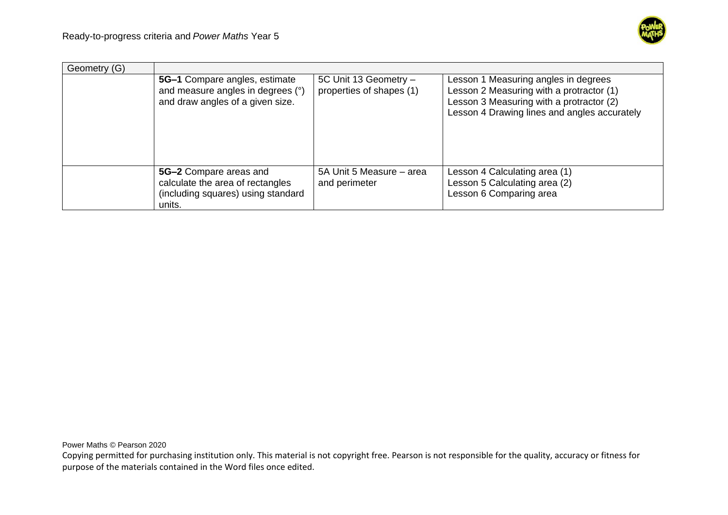| Geometry (G) | | | |
|---|---|---|---|
| | **5G–1** Compare angles, estimate and measure angles in degrees (°) and draw angles of a given size. | 5C Unit 13 Geometry – properties of shapes (1) | Lesson 1 Measuring angles in degrees<br>Lesson 2 Measuring with a protractor (1)<br>Lesson 3 Measuring with a protractor (2)<br>Lesson 4 Drawing lines and angles accurately |
| | **5G–2** Compare areas and calculate the area of rectangles (including squares) using standard units. | 5A Unit 5 Measure – area and perimeter | Lesson 4 Calculating area (1)<br>Lesson 5 Calculating area (2)<br>Lesson 6 Comparing area |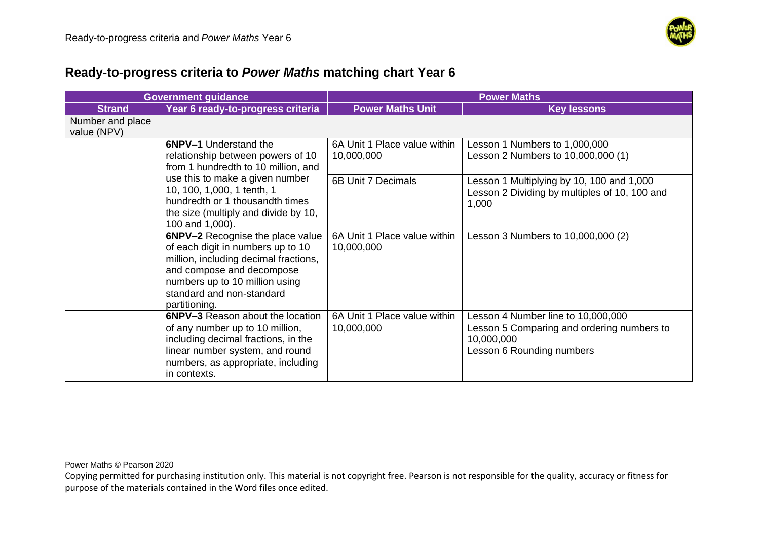## Ready-to-progress criteria to *Power Maths* matching chart Year 6

| Government guidance | | Power Maths | |
|---|---|---|---|
| **Strand** | **Year 6 ready-to-progress criteria** | **Power Maths Unit** | **Key lessons** |
| Number and place value (NPV) | | | |
| | **6NPV–1** Understand the relationship between powers of 10 from 1 hundredth to 10 million, and use this to make a given number 10, 100, 1,000, 1 tenth, 1 hundredth or 1 thousandth times the size (multiply and divide by 10, 100 and 1,000). | 6A Unit 1 Place value within 10,000,000 | Lesson 1 Numbers to 1,000,000<br>Lesson 2 Numbers to 10,000,000 (1) |
| | | 6B Unit 7 Decimals | Lesson 1 Multiplying by 10, 100 and 1,000<br>Lesson 2 Dividing by multiples of 10, 100 and 1,000 |
| | **6NPV–2** Recognise the place value of each digit in numbers up to 10 million, including decimal fractions, and compose and decompose numbers up to 10 million using standard and non-standard partitioning. | 6A Unit 1 Place value within 10,000,000 | Lesson 3 Numbers to 10,000,000 (2) |
| | **6NPV–3** Reason about the location of any number up to 10 million, including decimal fractions, in the linear number system, and round numbers, as appropriate, including in contexts. | 6A Unit 1 Place value within 10,000,000 | Lesson 4 Number line to 10,000,000<br>Lesson 5 Comparing and ordering numbers to 10,000,000<br>Lesson 6 Rounding numbers |

Power Maths © Pearson 2020

Copying permitted for purchasing institution only. This material is not copyright free. Pearson is not responsible for the quality, accuracy or fitness for purpose of the materials contained in the Word files once edited.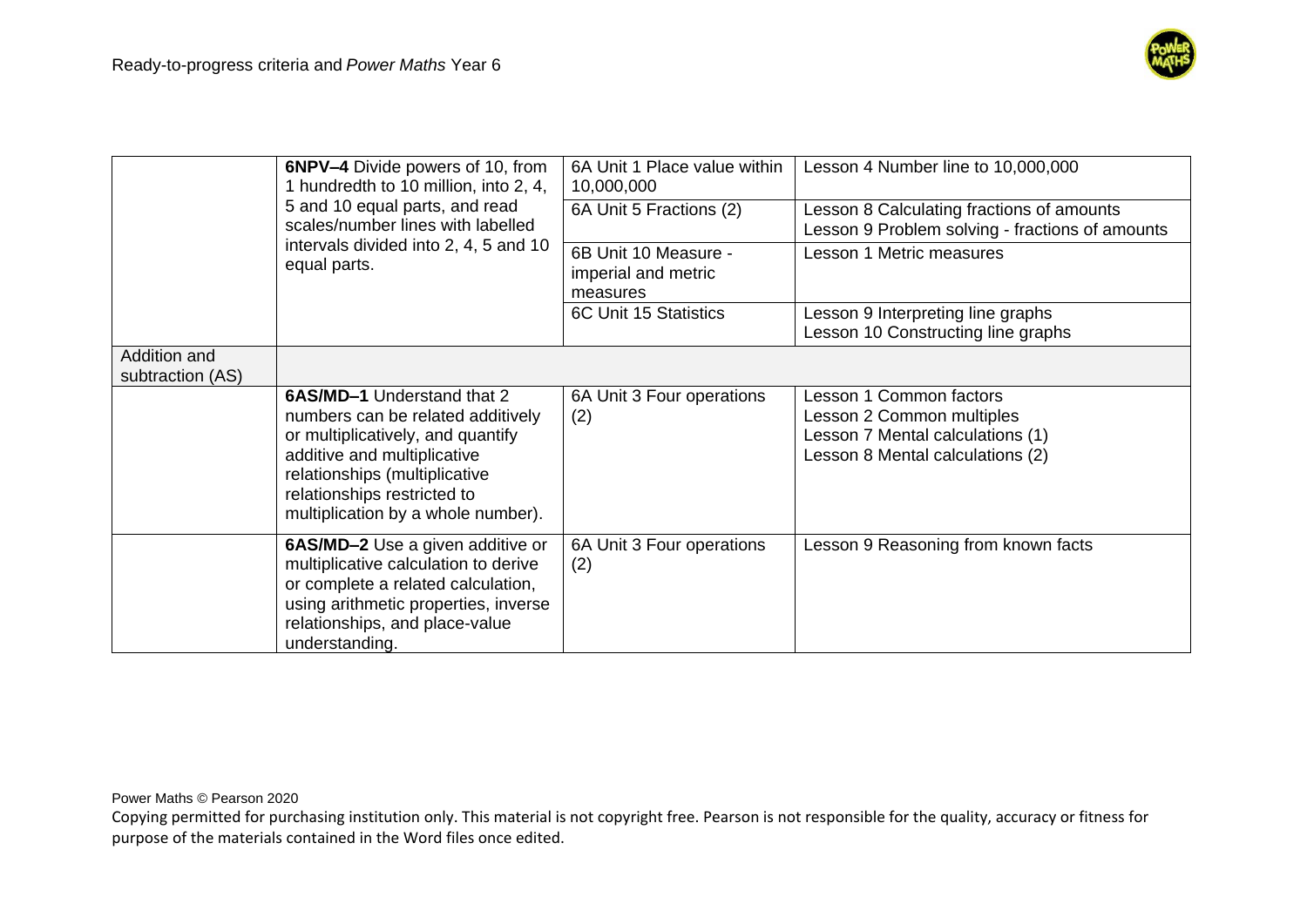| | | | |
|---|---|---|---|
| | **6NPV–4** Divide powers of 10, from 1 hundredth to 10 million, into 2, 4, 5 and 10 equal parts, and read scales/number lines with labelled intervals divided into 2, 4, 5 and 10 equal parts. | 6A Unit 1 Place value within 10,000,000 | Lesson 4 Number line to 10,000,000 |
| | | 6A Unit 5 Fractions (2) | Lesson 8 Calculating fractions of amounts<br>Lesson 9 Problem solving - fractions of amounts |
| | | 6B Unit 10 Measure - imperial and metric measures | Lesson 1 Metric measures |
| | | 6C Unit 15 Statistics | Lesson 9 Interpreting line graphs<br>Lesson 10 Constructing line graphs |
| Addition and subtraction (AS) | | | |
| | **6AS/MD–1** Understand that 2 numbers can be related additively or multiplicatively, and quantify additive and multiplicative relationships (multiplicative relationships restricted to multiplication by a whole number). | 6A Unit 3 Four operations (2) | Lesson 1 Common factors<br>Lesson 2 Common multiples<br>Lesson 7 Mental calculations (1)<br>Lesson 8 Mental calculations (2) |
| | **6AS/MD–2** Use a given additive or multiplicative calculation to derive or complete a related calculation, using arithmetic properties, inverse relationships, and place-value understanding. | 6A Unit 3 Four operations (2) | Lesson 9 Reasoning from known facts |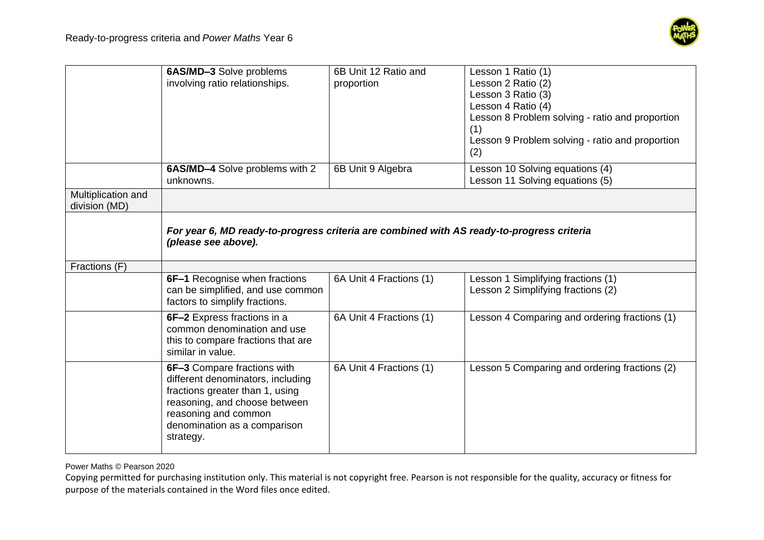| | | | |
|---|---|---|---|
| | **6AS/MD–3** Solve problems involving ratio relationships. | 6B Unit 12 Ratio and proportion | Lesson 1 Ratio (1)<br>Lesson 2 Ratio (2)<br>Lesson 3 Ratio (3)<br>Lesson 4 Ratio (4)<br>Lesson 8 Problem solving - ratio and proportion (1)<br>Lesson 9 Problem solving - ratio and proportion (2) |
| | **6AS/MD–4** Solve problems with 2 unknowns. | 6B Unit 9 Algebra | Lesson 10 Solving equations (4)<br>Lesson 11 Solving equations (5) |
| Multiplication and division (MD) | | | |
| | ***For year 6, MD ready-to-progress criteria are combined with AS ready-to-progress criteria (please see above).*** | | |
| Fractions (F) | | | |
| | **6F–1** Recognise when fractions can be simplified, and use common factors to simplify fractions. | 6A Unit 4 Fractions (1) | Lesson 1 Simplifying fractions (1)<br>Lesson 2 Simplifying fractions (2) |
| | **6F–2** Express fractions in a common denomination and use this to compare fractions that are similar in value. | 6A Unit 4 Fractions (1) | Lesson 4 Comparing and ordering fractions (1) |
| | **6F–3** Compare fractions with different denominators, including fractions greater than 1, using reasoning, and choose between reasoning and common denomination as a comparison strategy. | 6A Unit 4 Fractions (1) | Lesson 5 Comparing and ordering fractions (2) |

Power Maths © Pearson 2020

Copying permitted for purchasing institution only. This material is not copyright free. Pearson is not responsible for the quality, accuracy or fitness for purpose of the materials contained in the Word files once edited.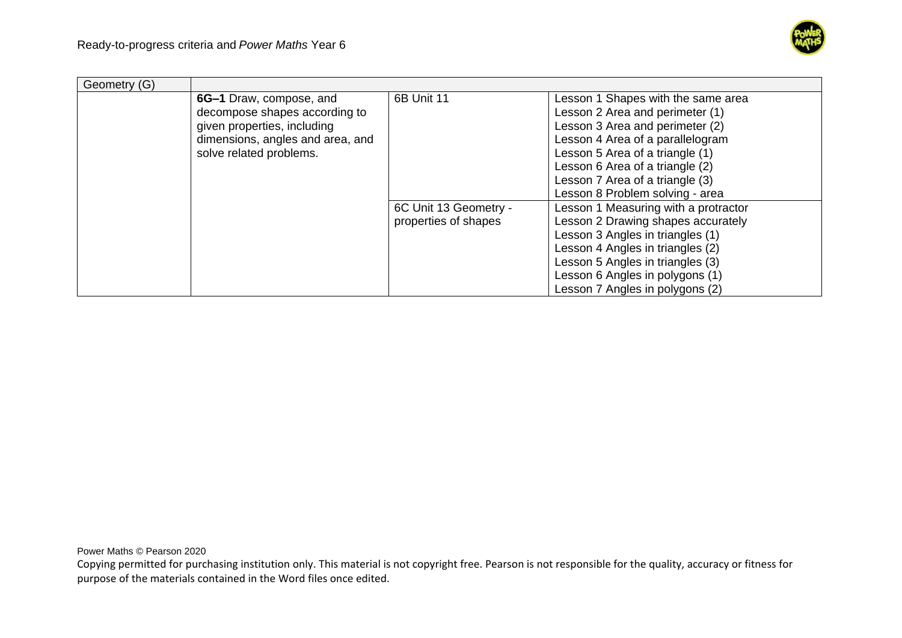| | | | |
|---|---|---|---|
| Geometry (G) | | | |
| | **6G–1** Draw, compose, and decompose shapes according to given properties, including dimensions, angles and area, and solve related problems. | 6B Unit 11 | Lesson 1 Shapes with the same area<br>Lesson 2 Area and perimeter (1)<br>Lesson 3 Area and perimeter (2)<br>Lesson 4 Area of a parallelogram<br>Lesson 5 Area of a triangle (1)<br>Lesson 6 Area of a triangle (2)<br>Lesson 7 Area of a triangle (3)<br>Lesson 8 Problem solving - area |
| | | 6C Unit 13 Geometry - properties of shapes | Lesson 1 Measuring with a protractor<br>Lesson 2 Drawing shapes accurately<br>Lesson 3 Angles in triangles (1)<br>Lesson 4 Angles in triangles (2)<br>Lesson 5 Angles in triangles (3)<br>Lesson 6 Angles in polygons (1)<br>Lesson 7 Angles in polygons (2) |

Power Maths © Pearson 2020
Copying permitted for purchasing institution only. This material is not copyright free. Pearson is not responsible for the quality, accuracy or fitness for purpose of the materials contained in the Word files once edited.